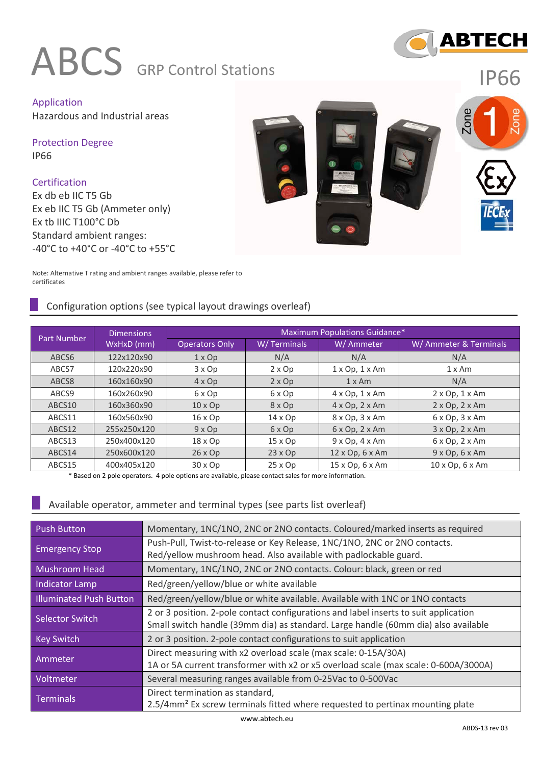# ABCS GRP Control Stations

IP66

### Application
Hazardous and Industrial areas

### Protection Degree
IP66

### Certification
Ex db eb IIC T5 Gb
Ex eb IIC T5 Gb (Ammeter only)
Ex tb IIIC T100°C Db
Standard ambient ranges:
-40°C to +40°C or -40°C to +55°C

Note: Alternative T rating and ambient ranges available, please refer to certificates

## Configuration options (see typical layout drawings overleaf)

| Part Number | Dimensions WxHxD (mm) | Maximum Populations Guidance* | | | |
|---|---|---|---|---|---|
| | | Operators Only | W/ Terminals | W/ Ammeter | W/ Ammeter & Terminals |
| ABCS6 | 122x120x90 | 1 x Op | N/A | N/A | N/A |
| ABCS7 | 120x220x90 | 3 x Op | 2 x Op | 1 x Op, 1 x Am | 1 x Am |
| ABCS8 | 160x160x90 | 4 x Op | 2 x Op | 1 x Am | N/A |
| ABCS9 | 160x260x90 | 6 x Op | 6 x Op | 4 x Op, 1 x Am | 2 x Op, 1 x Am |
| ABCS10 | 160x360x90 | 10 x Op | 8 x Op | 4 x Op, 2 x Am | 2 x Op, 2 x Am |
| ABCS11 | 160x560x90 | 16 x Op | 14 x Op | 8 x Op, 3 x Am | 6 x Op, 3 x Am |
| ABCS12 | 255x250x120 | 9 x Op | 6 x Op | 6 x Op, 2 x Am | 3 x Op, 2 x Am |
| ABCS13 | 250x400x120 | 18 x Op | 15 x Op | 9 x Op, 4 x Am | 6 x Op, 2 x Am |
| ABCS14 | 250x600x120 | 26 x Op | 23 x Op | 12 x Op, 6 x Am | 9 x Op, 6 x Am |
| ABCS15 | 400x405x120 | 30 x Op | 25 x Op | 15 x Op, 6 x Am | 10 x Op, 6 x Am |

\* Based on 2 pole operators. 4 pole options are available, please contact sales for more information.

## Available operator, ammeter and terminal types (see parts list overleaf)

| | |
|---|---|
| Push Button | Momentary, 1NC/1NO, 2NC or 2NO contacts. Coloured/marked inserts as required |
| Emergency Stop | Push-Pull, Twist-to-release or Key Release, 1NC/1NO, 2NC or 2NO contacts. Red/yellow mushroom head. Also available with padlockable guard. |
| Mushroom Head | Momentary, 1NC/1NO, 2NC or 2NO contacts. Colour: black, green or red |
| Indicator Lamp | Red/green/yellow/blue or white available |
| Illuminated Push Button | Red/green/yellow/blue or white available. Available with 1NC or 1NO contacts |
| Selector Switch | 2 or 3 position. 2-pole contact configurations and label inserts to suit application. Small switch handle (39mm dia) as standard. Large handle (60mm dia) also available |
| Key Switch | 2 or 3 position. 2-pole contact configurations to suit application |
| Ammeter | Direct measuring with x2 overload scale (max scale: 0-15A/30A). 1A or 5A current transformer with x2 or x5 overload scale (max scale: 0-600A/3000A) |
| Voltmeter | Several measuring ranges available from 0-25Vac to 0-500Vac |
| Terminals | Direct termination as standard, 2.5/4mm² Ex screw terminals fitted where requested to pertinax mounting plate |

www.abtech.eu

ABDS-13 rev 03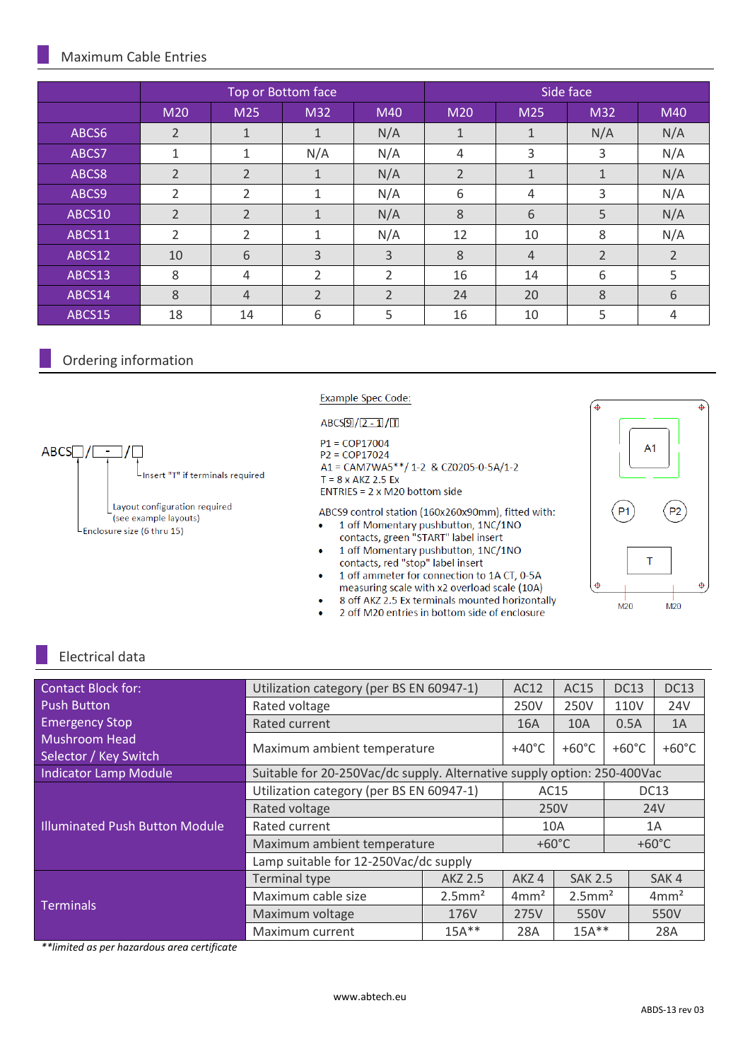## Maximum Cable Entries

| | Top or Bottom face | | | | Side face | | | |
|---|---|---|---|---|---|---|---|---|
| | M20 | M25 | M32 | M40 | M20 | M25 | M32 | M40 |
| ABCS6 | 2 | 1 | 1 | N/A | 1 | 1 | N/A | N/A |
| ABCS7 | 1 | 1 | N/A | N/A | 4 | 3 | 3 | N/A |
| ABCS8 | 2 | 2 | 1 | N/A | 2 | 1 | 1 | N/A |
| ABCS9 | 2 | 2 | 1 | N/A | 6 | 4 | 3 | N/A |
| ABCS10 | 2 | 2 | 1 | N/A | 8 | 6 | 5 | N/A |
| ABCS11 | 2 | 2 | 1 | N/A | 12 | 10 | 8 | N/A |
| ABCS12 | 10 | 6 | 3 | 3 | 8 | 4 | 2 | 2 |
| ABCS13 | 8 | 4 | 2 | 2 | 16 | 14 | 6 | 5 |
| ABCS14 | 8 | 4 | 2 | 2 | 24 | 20 | 8 | 6 |
| ABCS15 | 18 | 14 | 6 | 5 | 16 | 10 | 5 | 4 |

## Ordering information

ABCS☐/☐ - ☐/☐

- Insert "T" if terminals required
- Layout configuration required (see example layouts)
- Enclosure size (6 thru 15)

Example Spec Code:

ABCS9/2 - 1/T

P1 = COP17004
P2 = COP17024
A1 = CAM7WA5**/ 1-2 & CZ0205-0-5A/1-2
T = 8 x AKZ 2.5 Ex
ENTRIES = 2 x M20 bottom side

ABCS9 control station (160x260x90mm), fitted with:

- 1 off Momentary pushbutton, 1NC/1NO contacts, green "START" label insert
- 1 off Momentary pushbutton, 1NC/1NO contacts, red "stop" label insert
- 1 off ammeter for connection to 1A CT, 0-5A measuring scale with x2 overload scale (10A)
- 8 off AKZ 2.5 Ex terminals mounted horizontally
- 2 off M20 entries in bottom side of enclosure

A1
P1 P2
T
M20 M20

## Electrical data

| Contact Block for: Push Button, Emergency Stop, Mushroom Head, Selector / Key Switch | Utilization category (per BS EN 60947-1) | AC12 | AC15 | DC13 | DC13 |
|---|---|---|---|---|---|
| | Rated voltage | 250V | 250V | 110V | 24V |
| | Rated current | 16A | 10A | 0.5A | 1A |
| | Maximum ambient temperature | +40°C | +60°C | +60°C | +60°C |
| Indicator Lamp Module | Suitable for 20-250Vac/dc supply. Alternative supply option: 250-400Vac | | | | |
| Illuminated Push Button Module | Utilization category (per BS EN 60947-1) | AC15 | | DC13 | |
| | Rated voltage | 250V | | 24V | |
| | Rated current | 10A | | 1A | |
| | Maximum ambient temperature | +60°C | | +60°C | |
| | Lamp suitable for 12-250Vac/dc supply | | | | |
| Terminals | Terminal type | AKZ 2.5 | AKZ 4 | SAK 2.5 | SAK 4 |
| | Maximum cable size | 2.5mm² | 4mm² | 2.5mm² | 4mm² |
| | Maximum voltage | 176V | 275V | 550V | 550V |
| | Maximum current | 15A** | 28A | 15A** | 28A |

*\*\*limited as per hazardous area certificate*

www.abtech.eu

ABDS-13 rev 03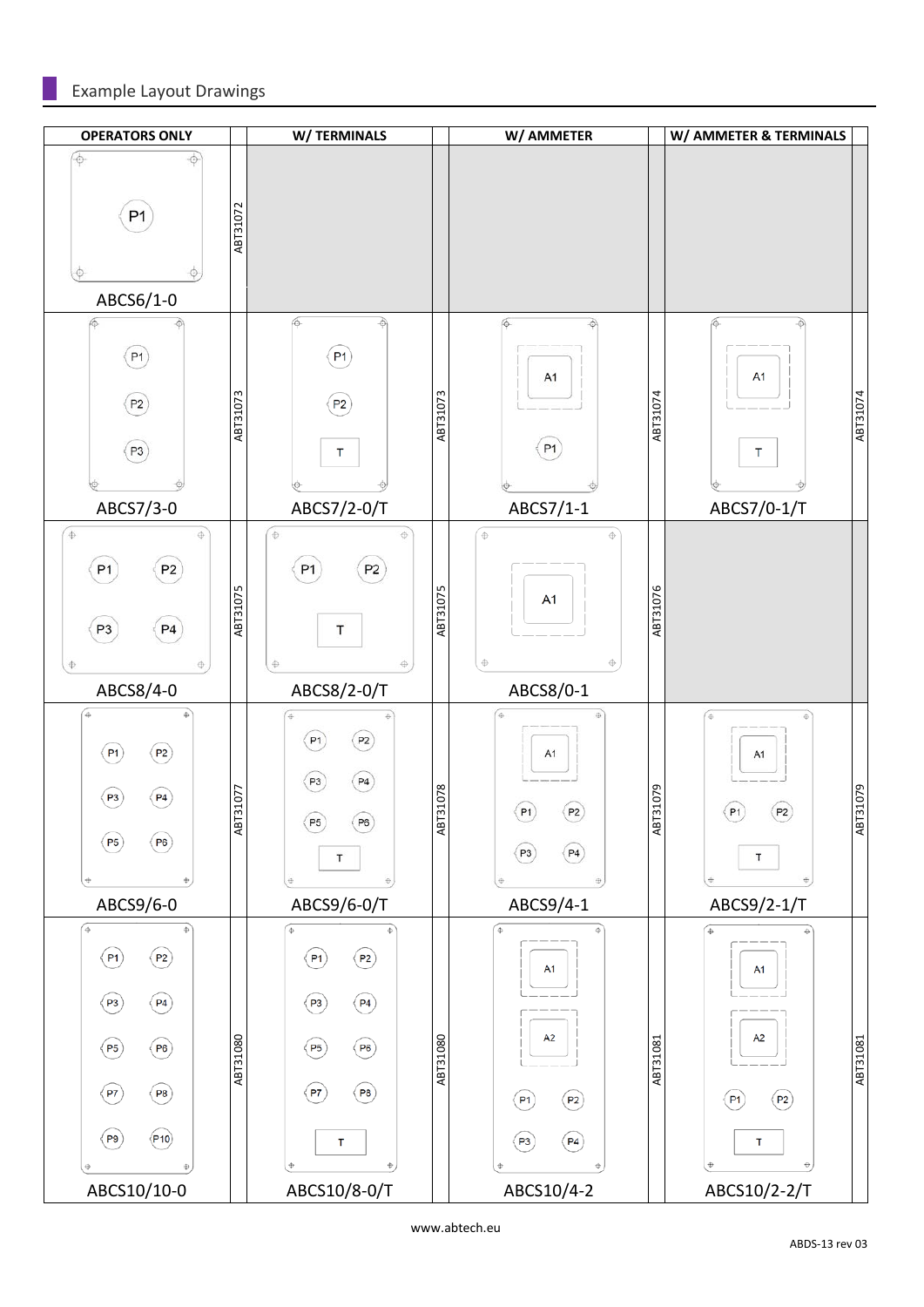## Example Layout Drawings

| OPERATORS ONLY | | W/ TERMINALS | | W/ AMMETER | | W/ AMMETER & TERMINALS | |
|---|---|---|---|---|---|---|---|
| P1<br>ABCS6/1-0 | ABT31072 | | | | | | |
| P1, P2, P3<br>ABCS7/3-0 | ABT31073 | P1, P2, T<br>ABCS7/2-0/T | ABT31073 | A1, P1<br>ABCS7/1-1 | ABT31074 | A1, T<br>ABCS7/0-1/T | ABT31074 |
| P1, P2, P3, P4<br>ABCS8/4-0 | ABT31075 | P1, P2, T<br>ABCS8/2-0/T | ABT31075 | A1<br>ABCS8/0-1 | ABT31076 | | |
| P1, P2, P3, P4, P5, P6<br>ABCS9/6-0 | ABT31077 | P1, P2, P3, P4, P5, P6, T<br>ABCS9/6-0/T | ABT31078 | A1, P1, P2, P3, P4<br>ABCS9/4-1 | ABT31079 | A1, P1, P2, T<br>ABCS9/2-1/T | ABT31079 |
| P1, P2, P3, P4, P5, P6, P7, P8, P9, P10<br>ABCS10/10-0 | ABT31080 | P1, P2, P3, P4, P5, P6, P7, P8, T<br>ABCS10/8-0/T | ABT31080 | A1, A2, P1, P2, P3, P4<br>ABCS10/4-2 | ABT31081 | A1, A2, P1, P2, T<br>ABCS10/2-2/T | ABT31081 |

www.abtech.eu

ABDS-13 rev 03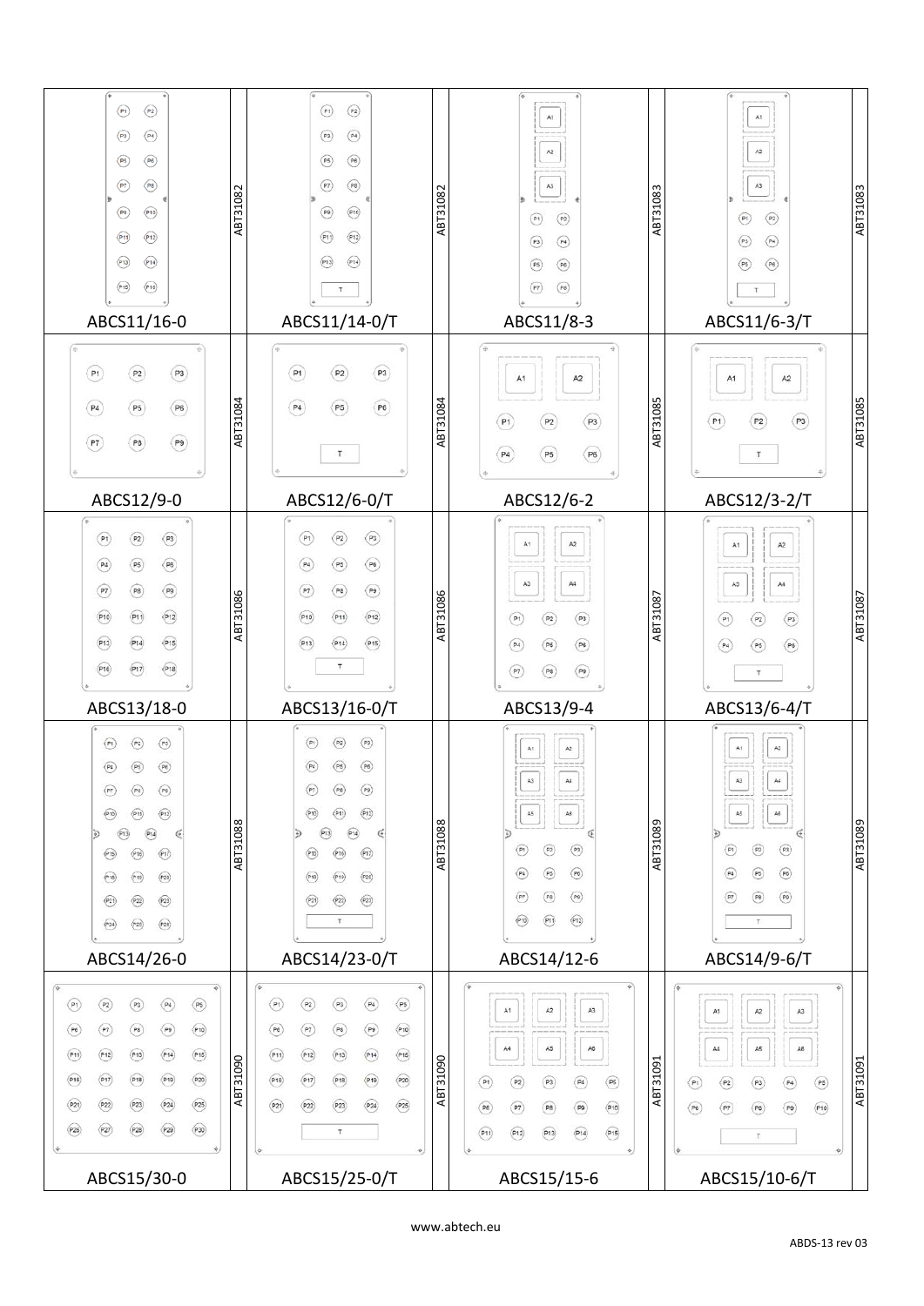| ABCS11/16-0 | ABT31082 | ABCS11/14-0/T | ABT31082 | ABCS11/8-3 | ABT31083 | ABCS11/6-3/T | ABT31083 |
|---|---|---|---|---|---|---|---|
| ABCS12/9-0 | ABT31084 | ABCS12/6-0/T | ABT31084 | ABCS12/6-2 | ABT31085 | ABCS12/3-2/T | ABT31085 |
| ABCS13/18-0 | ABT31086 | ABCS13/16-0/T | ABT31086 | ABCS13/9-4 | ABT31087 | ABCS13/6-4/T | ABT31087 |
| ABCS14/26-0 | ABT31088 | ABCS14/23-0/T | ABT31088 | ABCS14/12-6 | ABT31089 | ABCS14/9-6/T | ABT31089 |
| ABCS15/30-0 | ABT31090 | ABCS15/25-0/T | ABT31090 | ABCS15/15-6 | ABT31091 | ABCS15/10-6/T | ABT31091 |

www.abtech.eu

ABDS-13 rev 03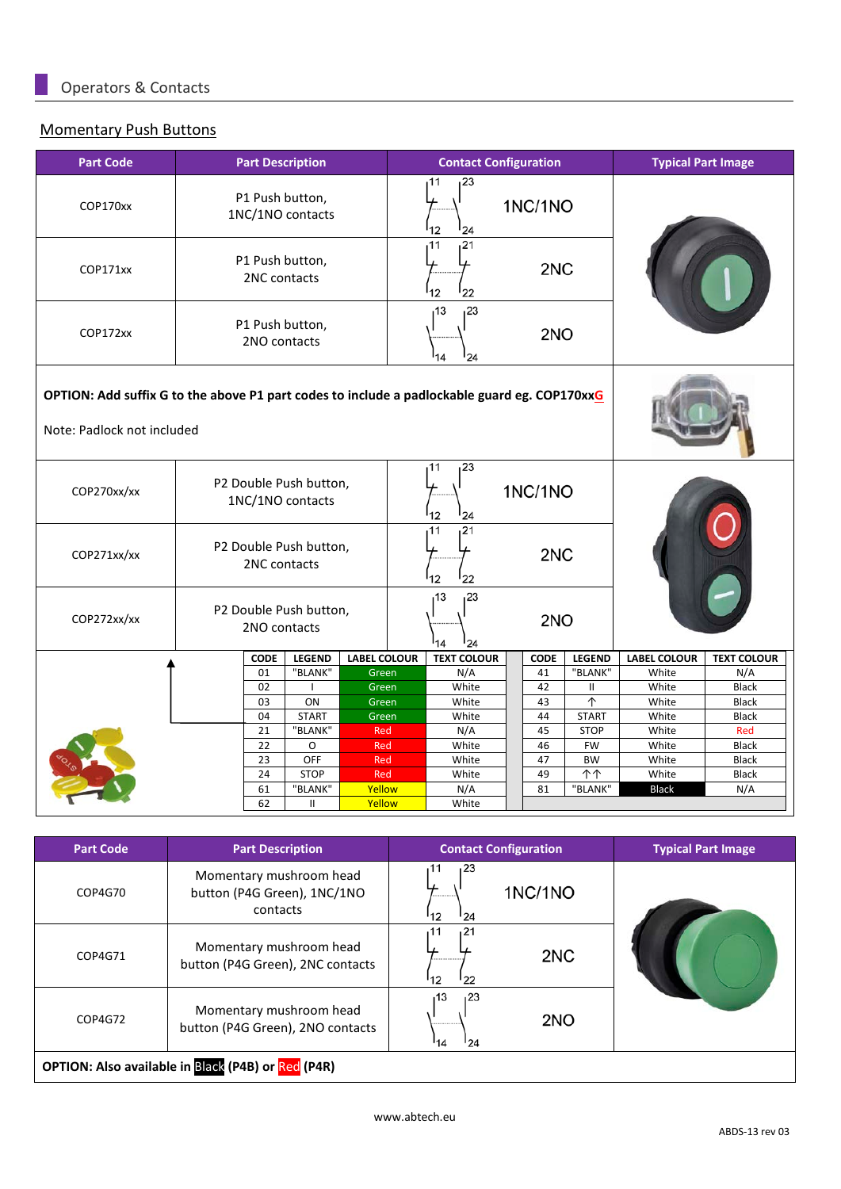## Operators & Contacts

### Momentary Push Buttons

| Part Code | Part Description | Contact Configuration | Typical Part Image |
|---|---|---|---|
| COP170xx | P1 Push button, 1NC/1NO contacts | 11 12 / 23 24 — 1NC/1NO | |
| COP171xx | P1 Push button, 2NC contacts | 11 12 / 21 22 — 2NC | |
| COP172xx | P1 Push button, 2NO contacts | 13 14 / 23 24 — 2NO | |

**OPTION: Add suffix G to the above P1 part codes to include a padlockable guard eg. COP170xxG**

Note: Padlock not included

| Part Code | Part Description | Contact Configuration | Typical Part Image |
|---|---|---|---|
| COP270xx/xx | P2 Double Push button, 1NC/1NO contacts | 11 12 / 23 24 — 1NC/1NO | |
| COP271xx/xx | P2 Double Push button, 2NC contacts | 11 12 / 21 22 — 2NC | |
| COP272xx/xx | P2 Double Push button, 2NO contacts | 13 14 / 23 24 — 2NO | |

| CODE | LEGEND | LABEL COLOUR | TEXT COLOUR | CODE | LEGEND | LABEL COLOUR | TEXT COLOUR |
|---|---|---|---|---|---|---|---|
| 01 | "BLANK" | Green | N/A | 41 | "BLANK" | White | N/A |
| 02 | I | Green | White | 42 | II | White | Black |
| 03 | ON | Green | White | 43 | ↑ | White | Black |
| 04 | START | Green | White | 44 | START | White | Black |
| 21 | "BLANK" | Red | N/A | 45 | STOP | White | Red |
| 22 | O | Red | White | 46 | FW | White | Black |
| 23 | OFF | Red | White | 47 | BW | White | Black |
| 24 | STOP | Red | White | 49 | ↑↑ | White | Black |
| 61 | "BLANK" | Yellow | N/A | 81 | "BLANK" | Black | N/A |
| 62 | II | Yellow | White | | | | |

| Part Code | Part Description | Contact Configuration | Typical Part Image |
|---|---|---|---|
| COP4G70 | Momentary mushroom head button (P4G Green), 1NC/1NO contacts | 11 12 / 23 24 — 1NC/1NO | |
| COP4G71 | Momentary mushroom head button (P4G Green), 2NC contacts | 11 12 / 21 22 — 2NC | |
| COP4G72 | Momentary mushroom head button (P4G Green), 2NO contacts | 13 14 / 23 24 — 2NO | |

**OPTION: Also available in Black (P4B) or Red (P4R)**

www.abtech.eu

ABDS-13 rev 03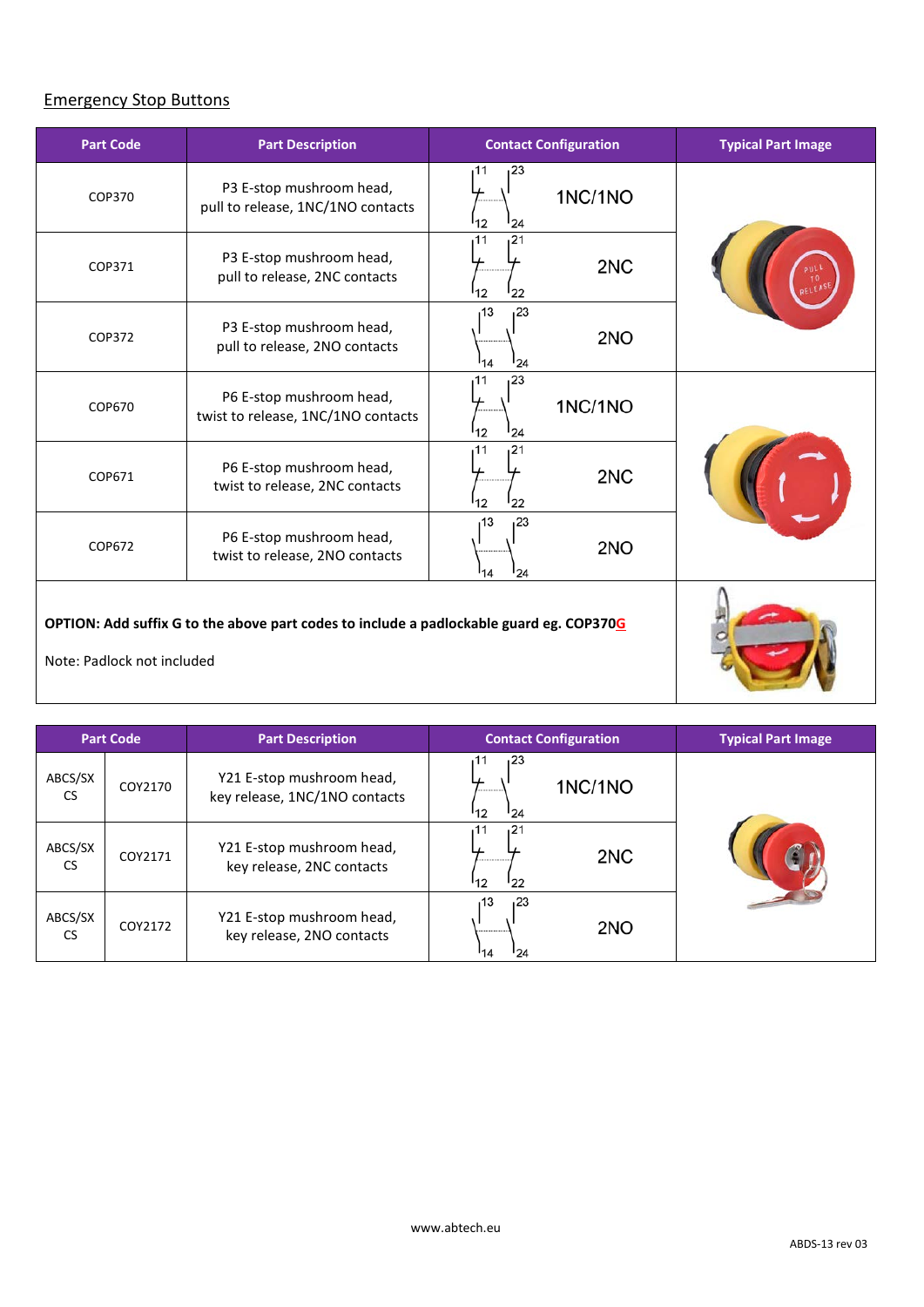## Emergency Stop Buttons

| Part Code | Part Description | Contact Configuration | Typical Part Image |
|---|---|---|---|
| COP370 | P3 E-stop mushroom head, pull to release, 1NC/1NO contacts | 11 23 12 24 1NC/1NO | |
| COP371 | P3 E-stop mushroom head, pull to release, 2NC contacts | 11 21 12 22 2NC | |
| COP372 | P3 E-stop mushroom head, pull to release, 2NO contacts | 13 23 14 24 2NO | |
| COP670 | P6 E-stop mushroom head, twist to release, 1NC/1NO contacts | 11 23 12 24 1NC/1NO | |
| COP671 | P6 E-stop mushroom head, twist to release, 2NC contacts | 11 21 12 22 2NC | |
| COP672 | P6 E-stop mushroom head, twist to release, 2NO contacts | 13 23 14 24 2NO | |

**OPTION: Add suffix G to the above part codes to include a padlockable guard eg. COP370G**

Note: Padlock not included

| Part Code | | Part Description | Contact Configuration | Typical Part Image |
|---|---|---|---|---|
| ABCS/SX CS | COY2170 | Y21 E-stop mushroom head, key release, 1NC/1NO contacts | 11 23 12 24 1NC/1NO | |
| ABCS/SX CS | COY2171 | Y21 E-stop mushroom head, key release, 2NC contacts | 11 21 12 22 2NC | |
| ABCS/SX CS | COY2172 | Y21 E-stop mushroom head, key release, 2NO contacts | 13 23 14 24 2NO | |

www.abtech.eu

ABDS-13 rev 03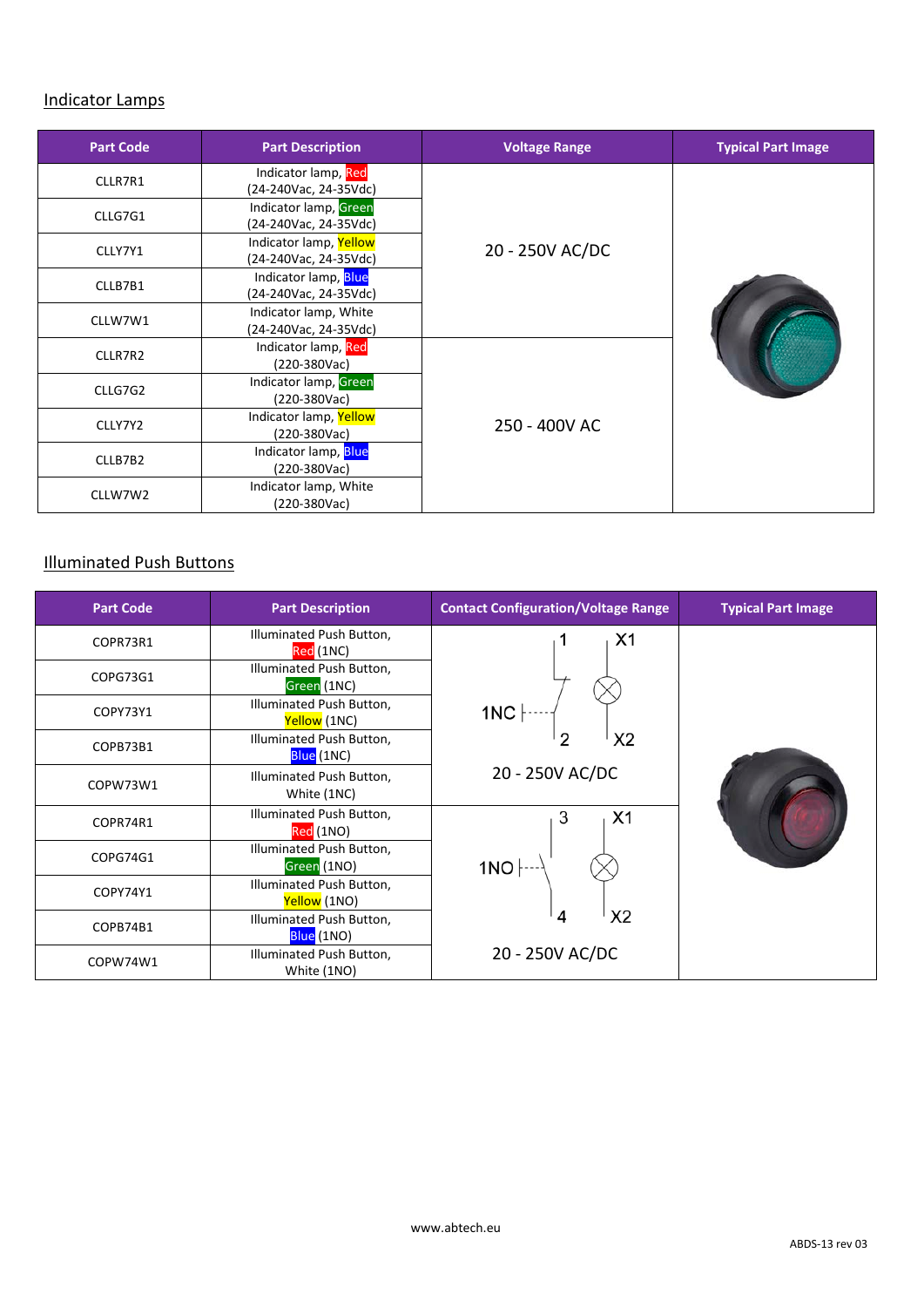## Indicator Lamps

| Part Code | Part Description | Voltage Range | Typical Part Image |
|---|---|---|---|
| CLLR7R1 | Indicator lamp, Red (24-240Vac, 24-35Vdc) | 20 - 250V AC/DC | |
| CLLG7G1 | Indicator lamp, Green (24-240Vac, 24-35Vdc) | | |
| CLLY7Y1 | Indicator lamp, Yellow (24-240Vac, 24-35Vdc) | | |
| CLLB7B1 | Indicator lamp, Blue (24-240Vac, 24-35Vdc) | | |
| CLLW7W1 | Indicator lamp, White (24-240Vac, 24-35Vdc) | | |
| CLLR7R2 | Indicator lamp, Red (220-380Vac) | 250 - 400V AC | |
| CLLG7G2 | Indicator lamp, Green (220-380Vac) | | |
| CLLY7Y2 | Indicator lamp, Yellow (220-380Vac) | | |
| CLLB7B2 | Indicator lamp, Blue (220-380Vac) | | |
| CLLW7W2 | Indicator lamp, White (220-380Vac) | | |

## Illuminated Push Buttons

| Part Code | Part Description | Contact Configuration/Voltage Range | Typical Part Image |
|---|---|---|---|
| COPR73R1 | Illuminated Push Button, Red (1NC) | 1NC (1, 2, X1, X2) 20 - 250V AC/DC | |
| COPG73G1 | Illuminated Push Button, Green (1NC) | | |
| COPY73Y1 | Illuminated Push Button, Yellow (1NC) | | |
| COPB73B1 | Illuminated Push Button, Blue (1NC) | | |
| COPW73W1 | Illuminated Push Button, White (1NC) | | |
| COPR74R1 | Illuminated Push Button, Red (1NO) | 1NO (3, 4, X1, X2) 20 - 250V AC/DC | |
| COPG74G1 | Illuminated Push Button, Green (1NO) | | |
| COPY74Y1 | Illuminated Push Button, Yellow (1NO) | | |
| COPB74B1 | Illuminated Push Button, Blue (1NO) | | |
| COPW74W1 | Illuminated Push Button, White (1NO) | | |

www.abtech.eu

ABDS-13 rev 03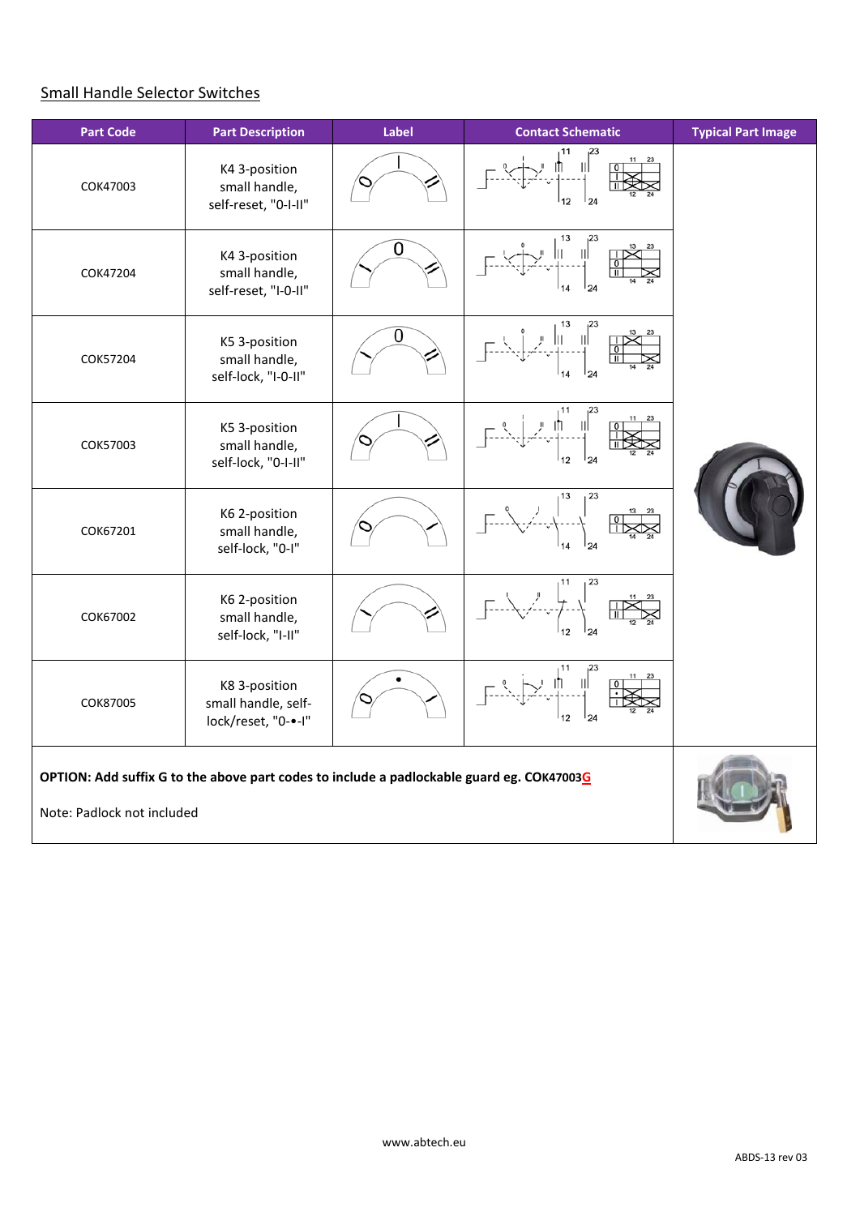## Small Handle Selector Switches

| Part Code | Part Description | Label | Contact Schematic | Typical Part Image |
|---|---|---|---|---|
| COK47003 | K4 3-position small handle, self-reset, "0-I-II" | | | |
| COK47204 | K4 3-position small handle, self-reset, "I-0-II" | | | |
| COK57204 | K5 3-position small handle, self-lock, "I-0-II" | | | |
| COK57003 | K5 3-position small handle, self-lock, "0-I-II" | | | |
| COK67201 | K6 2-position small handle, self-lock, "0-I" | | | |
| COK67002 | K6 2-position small handle, self-lock, "I-II" | | | |
| COK87005 | K8 3-position small handle, self-lock/reset, "0-•-I" | | | |

**OPTION: Add suffix G to the above part codes to include a padlockable guard eg. COK47003G**

Note: Padlock not included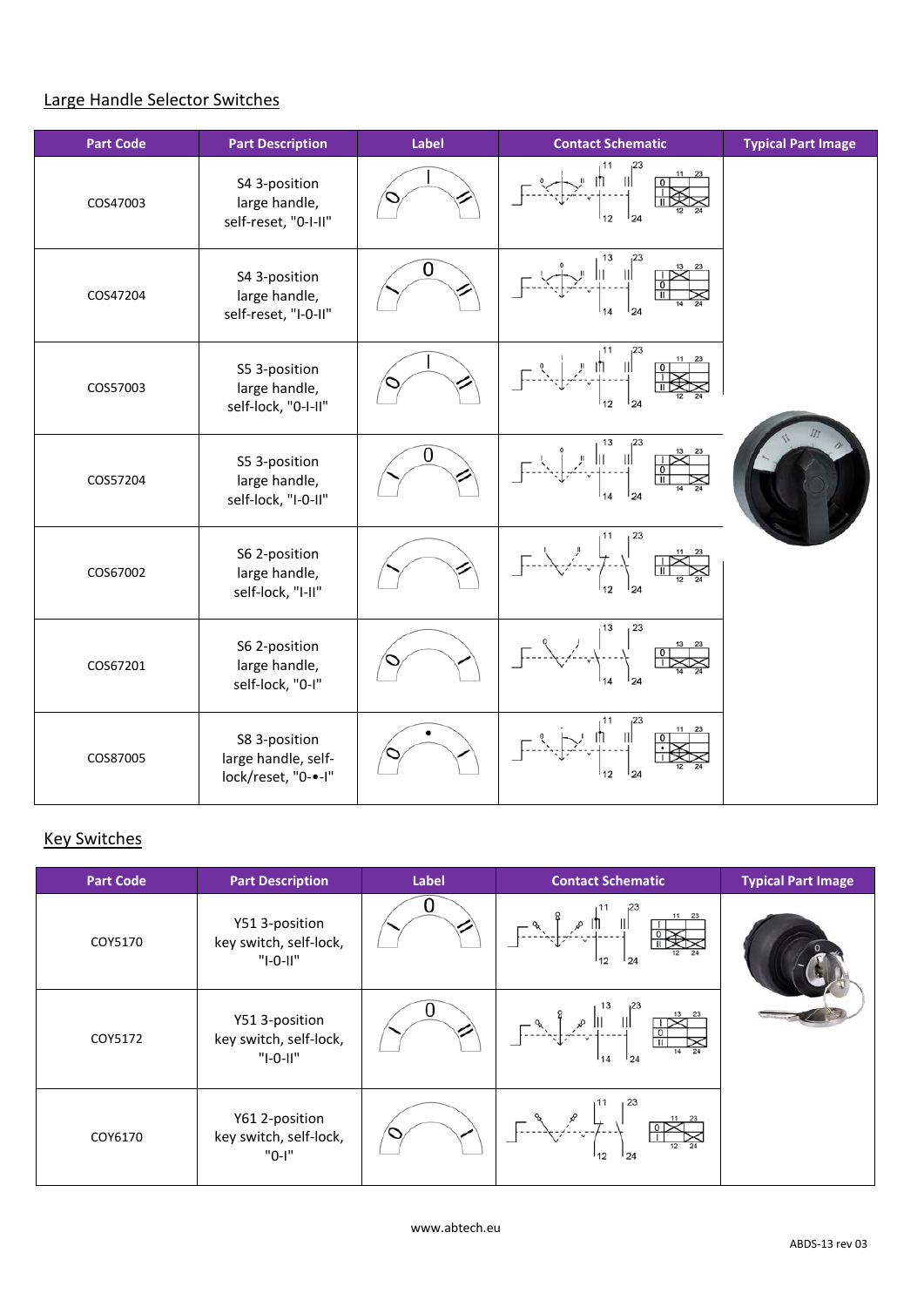## Large Handle Selector Switches

| Part Code | Part Description | Label | Contact Schematic | Typical Part Image |
|---|---|---|---|---|
| COS47003 | S4 3-position large handle, self-reset, "0-I-II" | | | |
| COS47204 | S4 3-position large handle, self-reset, "I-0-II" | | | |
| COS57003 | S5 3-position large handle, self-lock, "0-I-II" | | | |
| COS57204 | S5 3-position large handle, self-lock, "I-0-II" | | | |
| COS67002 | S6 2-position large handle, self-lock, "I-II" | | | |
| COS67201 | S6 2-position large handle, self-lock, "0-I" | | | |
| COS87005 | S8 3-position large handle, self-lock/reset, "0-•-I" | | | |

## Key Switches

| Part Code | Part Description | Label | Contact Schematic | Typical Part Image |
|---|---|---|---|---|
| COY5170 | Y51 3-position key switch, self-lock, "I-0-II" | | | |
| COY5172 | Y51 3-position key switch, self-lock, "I-0-II" | | | |
| COY6170 | Y61 2-position key switch, self-lock, "0-I" | | | |

www.abtech.eu

ABDS-13 rev 03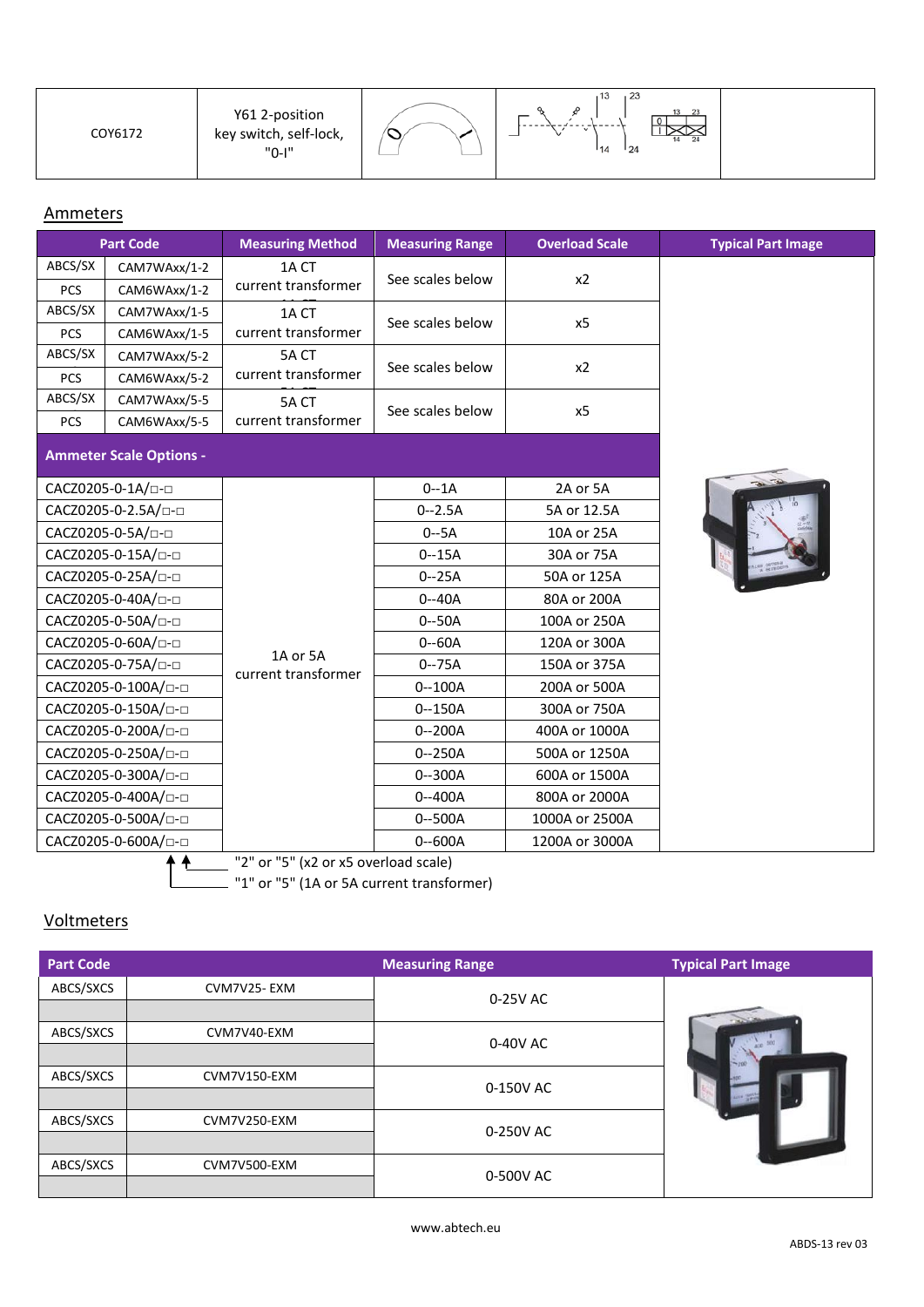| | | | | |
|---|---|---|---|---|
| COY6172 | Y61 2-position key switch, self-lock, "0-I" | | | |

## Ammeters

| Part Code | | Measuring Method | Measuring Range | Overload Scale | Typical Part Image |
|---|---|---|---|---|---|
| ABCS/SX | CAM7WAxx/1-2 | 1A CT current transformer | See scales below | x2 | |
| PCS | CAM6WAxx/1-2 | | | | |
| ABCS/SX | CAM7WAxx/1-5 | 1A CT current transformer | See scales below | x5 | |
| PCS | CAM6WAxx/1-5 | | | | |
| ABCS/SX | CAM7WAxx/5-2 | 5A CT current transformer | See scales below | x2 | |
| PCS | CAM6WAxx/5-2 | | | | |
| ABCS/SX | CAM7WAxx/5-5 | 5A CT current transformer | See scales below | x5 | |
| PCS | CAM6WAxx/5-5 | | | | |
| **Ammeter Scale Options -** | | | | | |
| CACZ0205-0-1A/□-□ | | 1A or 5A current transformer | 0--1A | 2A or 5A | |
| CACZ0205-0-2.5A/□-□ | | | 0--2.5A | 5A or 12.5A | |
| CACZ0205-0-5A/□-□ | | | 0--5A | 10A or 25A | |
| CACZ0205-0-15A/□-□ | | | 0--15A | 30A or 75A | |
| CACZ0205-0-25A/□-□ | | | 0--25A | 50A or 125A | |
| CACZ0205-0-40A/□-□ | | | 0--40A | 80A or 200A | |
| CACZ0205-0-50A/□-□ | | | 0--50A | 100A or 250A | |
| CACZ0205-0-60A/□-□ | | | 0--60A | 120A or 300A | |
| CACZ0205-0-75A/□-□ | | | 0--75A | 150A or 375A | |
| CACZ0205-0-100A/□-□ | | | 0--100A | 200A or 500A | |
| CACZ0205-0-150A/□-□ | | | 0--150A | 300A or 750A | |
| CACZ0205-0-200A/□-□ | | | 0--200A | 400A or 1000A | |
| CACZ0205-0-250A/□-□ | | | 0--250A | 500A or 1250A | |
| CACZ0205-0-300A/□-□ | | | 0--300A | 600A or 1500A | |
| CACZ0205-0-400A/□-□ | | | 0--400A | 800A or 2000A | |
| CACZ0205-0-500A/□-□ | | | 0--500A | 1000A or 2500A | |
| CACZ0205-0-600A/□-□ | | | 0--600A | 1200A or 3000A | |

"2" or "5" (x2 or x5 overload scale)

"1" or "5" (1A or 5A current transformer)

## Voltmeters

| Part Code | | Measuring Range | Typical Part Image |
|---|---|---|---|
| ABCS/SXCS | CVM7V25- EXM | 0-25V AC | |
| | | | |
| ABCS/SXCS | CVM7V40-EXM | 0-40V AC | |
| | | | |
| ABCS/SXCS | CVM7V150-EXM | 0-150V AC | |
| | | | |
| ABCS/SXCS | CVM7V250-EXM | 0-250V AC | |
| | | | |
| ABCS/SXCS | CVM7V500-EXM | 0-500V AC | |
| | | | |

www.abtech.eu

ABDS-13 rev 03